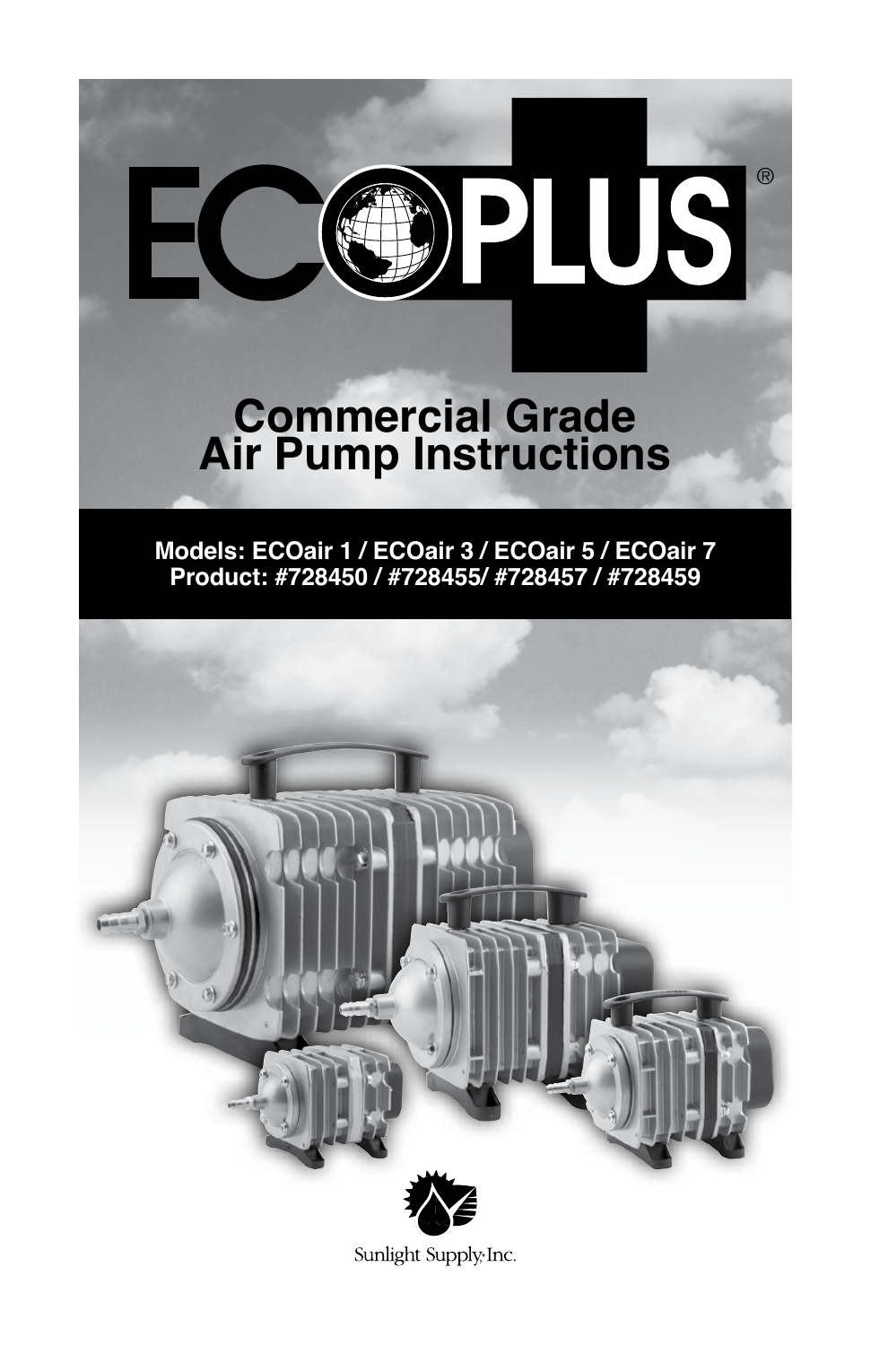# ECOPLUS®

# Commercial Grade Air Pump Instructions

**Models: ECOair 1 / ECOair 3 / ECOair 5 / ECOair 7**
**Product: #728450 / #728455/ #728457 / #728459**

Sunlight Supply® Inc.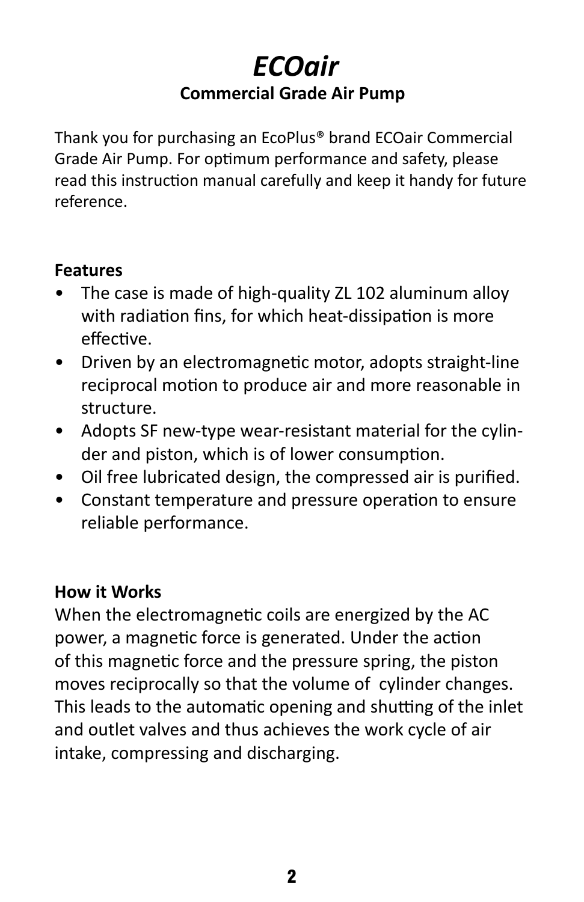# *ECOair*

**Commercial Grade Air Pump**

Thank you for purchasing an EcoPlus® brand ECOair Commercial Grade Air Pump. For optimum performance and safety, please read this instruction manual carefully and keep it handy for future reference.

## Features

- The case is made of high-quality ZL 102 aluminum alloy with radiation fins, for which heat-dissipation is more effective.
- Driven by an electromagnetic motor, adopts straight-line reciprocal motion to produce air and more reasonable in structure.
- Adopts SF new-type wear-resistant material for the cylinder and piston, which is of lower consumption.
- Oil free lubricated design, the compressed air is purified.
- Constant temperature and pressure operation to ensure reliable performance.

## How it Works

When the electromagnetic coils are energized by the AC power, a magnetic force is generated. Under the action of this magnetic force and the pressure spring, the piston moves reciprocally so that the volume of cylinder changes. This leads to the automatic opening and shutting of the inlet and outlet valves and thus achieves the work cycle of air intake, compressing and discharging.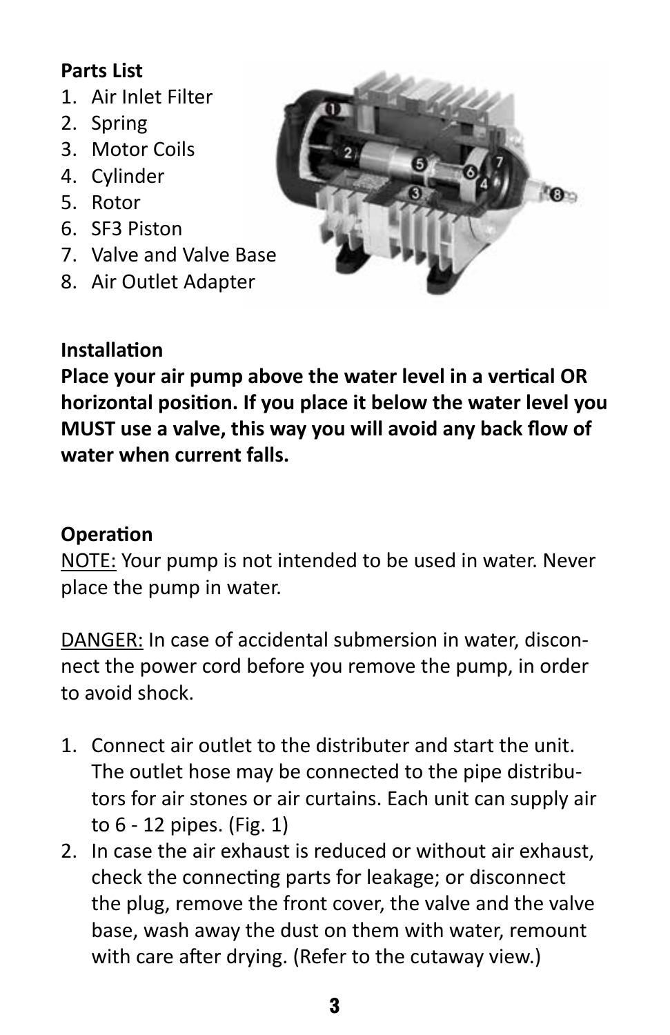**Parts List**

1. Air Inlet Filter
2. Spring
3. Motor Coils
4. Cylinder
5. Rotor
6. SF3 Piston
7. Valve and Valve Base
8. Air Outlet Adapter

**Installation**

**Place your air pump above the water level in a vertical OR horizontal position. If you place it below the water level you MUST use a valve, this way you will avoid any back flow of water when current falls.**

**Operation**

NOTE: Your pump is not intended to be used in water. Never place the pump in water.

DANGER: In case of accidental submersion in water, disconnect the power cord before you remove the pump, in order to avoid shock.

1. Connect air outlet to the distributer and start the unit. The outlet hose may be connected to the pipe distributors for air stones or air curtains. Each unit can supply air to 6 - 12 pipes. (Fig. 1)
2. In case the air exhaust is reduced or without air exhaust, check the connecting parts for leakage; or disconnect the plug, remove the front cover, the valve and the valve base, wash away the dust on them with water, remount with care after drying. (Refer to the cutaway view.)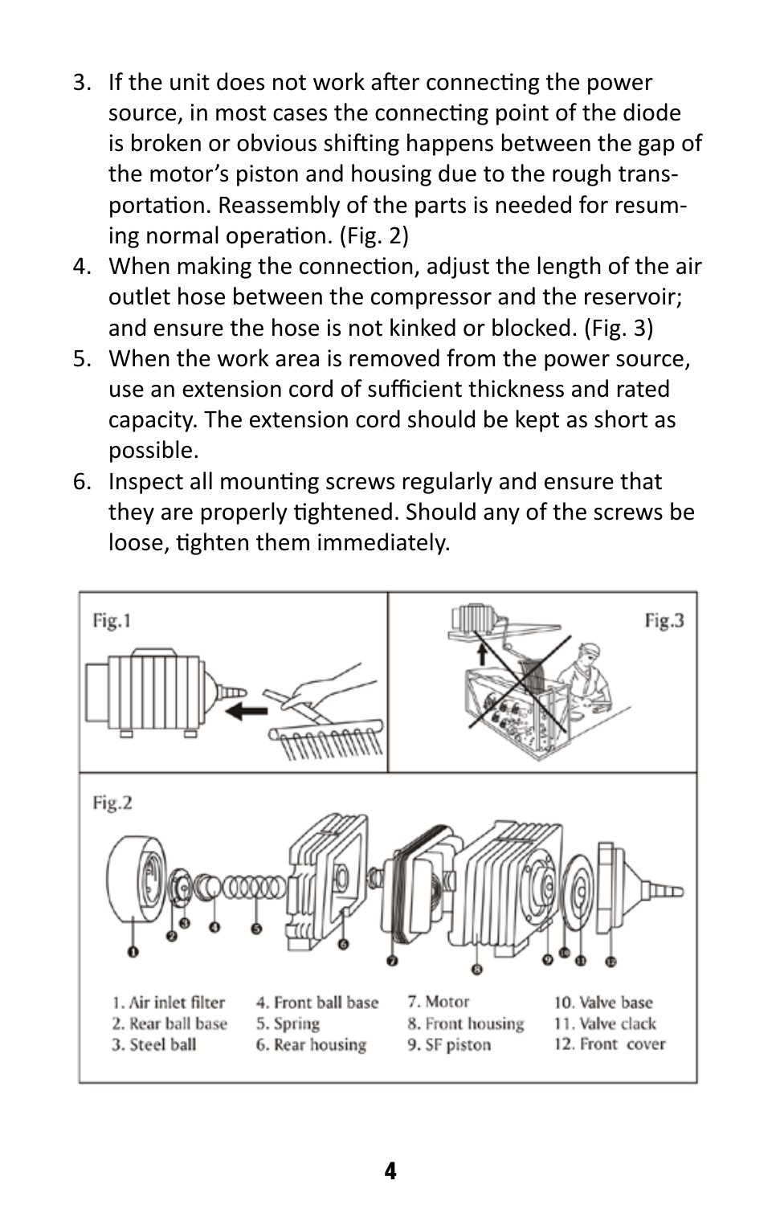3. If the unit does not work after connecting the power source, in most cases the connecting point of the diode is broken or obvious shifting happens between the gap of the motor's piston and housing due to the rough transportation. Reassembly of the parts is needed for resuming normal operation. (Fig. 2)
4. When making the connection, adjust the length of the air outlet hose between the compressor and the reservoir; and ensure the hose is not kinked or blocked. (Fig. 3)
5. When the work area is removed from the power source, use an extension cord of sufficient thickness and rated capacity. The extension cord should be kept as short as possible.
6. Inspect all mounting screws regularly and ensure that they are properly tightened. Should any of the screws be loose, tighten them immediately.

Fig.1

Fig.3

Fig.2

1. Air inlet filter
2. Rear ball base
3. Steel ball
4. Front ball base
5. Spring
6. Rear housing
7. Motor
8. Front housing
9. SF piston
10. Valve base
11. Valve clack
12. Front cover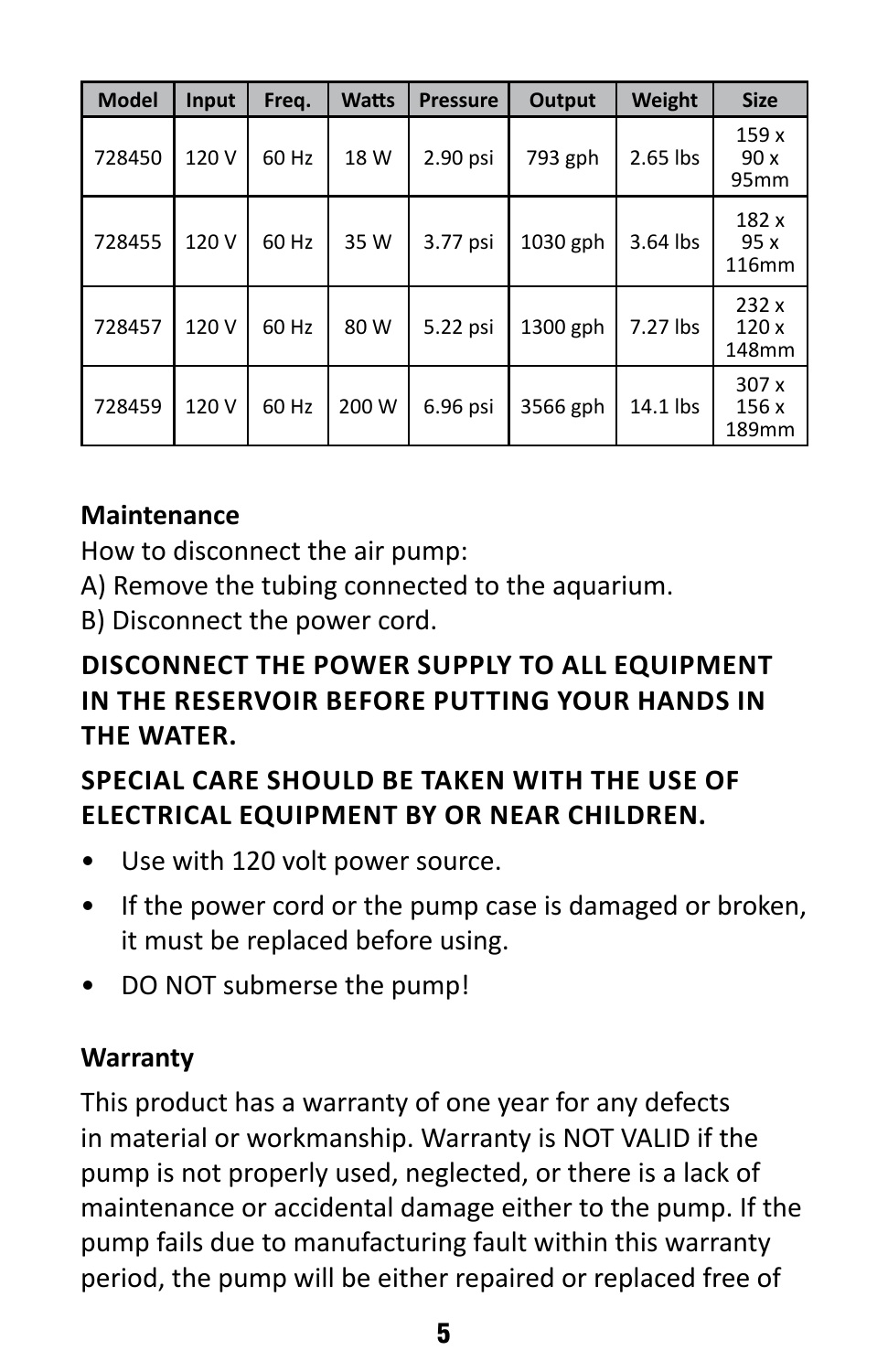| Model | Input | Freq. | Watts | Pressure | Output | Weight | Size |
|---|---|---|---|---|---|---|---|
| 728450 | 120 V | 60 Hz | 18 W | 2.90 psi | 793 gph | 2.65 lbs | 159 x 90 x 95mm |
| 728455 | 120 V | 60 Hz | 35 W | 3.77 psi | 1030 gph | 3.64 lbs | 182 x 95 x 116mm |
| 728457 | 120 V | 60 Hz | 80 W | 5.22 psi | 1300 gph | 7.27 lbs | 232 x 120 x 148mm |
| 728459 | 120 V | 60 Hz | 200 W | 6.96 psi | 3566 gph | 14.1 lbs | 307 x 156 x 189mm |

## Maintenance

How to disconnect the air pump:

A) Remove the tubing connected to the aquarium.

B) Disconnect the power cord.

**DISCONNECT THE POWER SUPPLY TO ALL EQUIPMENT IN THE RESERVOIR BEFORE PUTTING YOUR HANDS IN THE WATER.**

**SPECIAL CARE SHOULD BE TAKEN WITH THE USE OF ELECTRICAL EQUIPMENT BY OR NEAR CHILDREN.**

- Use with 120 volt power source.
- If the power cord or the pump case is damaged or broken, it must be replaced before using.
- DO NOT submerse the pump!

## Warranty

This product has a warranty of one year for any defects in material or workmanship. Warranty is NOT VALID if the pump is not properly used, neglected, or there is a lack of maintenance or accidental damage either to the pump. If the pump fails due to manufacturing fault within this warranty period, the pump will be either repaired or replaced free of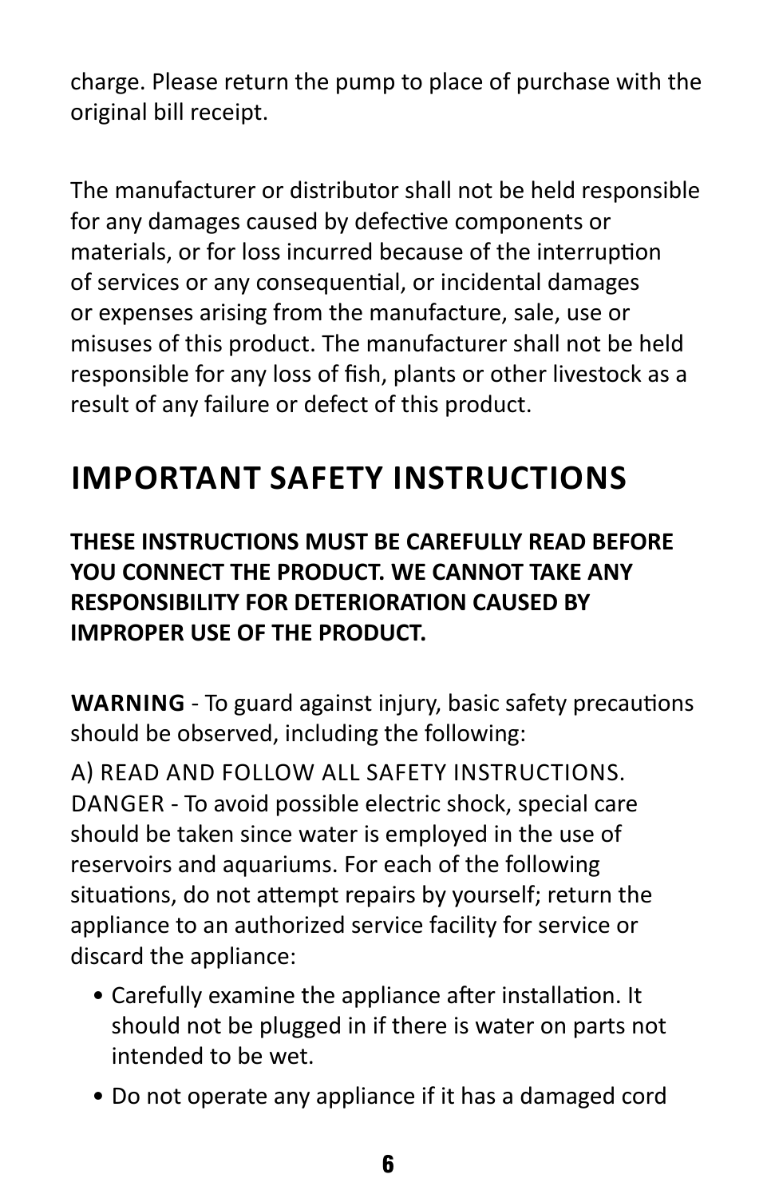charge. Please return the pump to place of purchase with the original bill receipt.

The manufacturer or distributor shall not be held responsible for any damages caused by defective components or materials, or for loss incurred because of the interruption of services or any consequential, or incidental damages or expenses arising from the manufacture, sale, use or misuses of this product. The manufacturer shall not be held responsible for any loss of fish, plants or other livestock as a result of any failure or defect of this product.

## IMPORTANT SAFETY INSTRUCTIONS

**THESE INSTRUCTIONS MUST BE CAREFULLY READ BEFORE YOU CONNECT THE PRODUCT. WE CANNOT TAKE ANY RESPONSIBILITY FOR DETERIORATION CAUSED BY IMPROPER USE OF THE PRODUCT.**

**WARNING** - To guard against injury, basic safety precautions should be observed, including the following:

A) READ AND FOLLOW ALL SAFETY INSTRUCTIONS.
DANGER - To avoid possible electric shock, special care should be taken since water is employed in the use of reservoirs and aquariums. For each of the following situations, do not attempt repairs by yourself; return the appliance to an authorized service facility for service or discard the appliance:

- Carefully examine the appliance after installation. It should not be plugged in if there is water on parts not intended to be wet.
- Do not operate any appliance if it has a damaged cord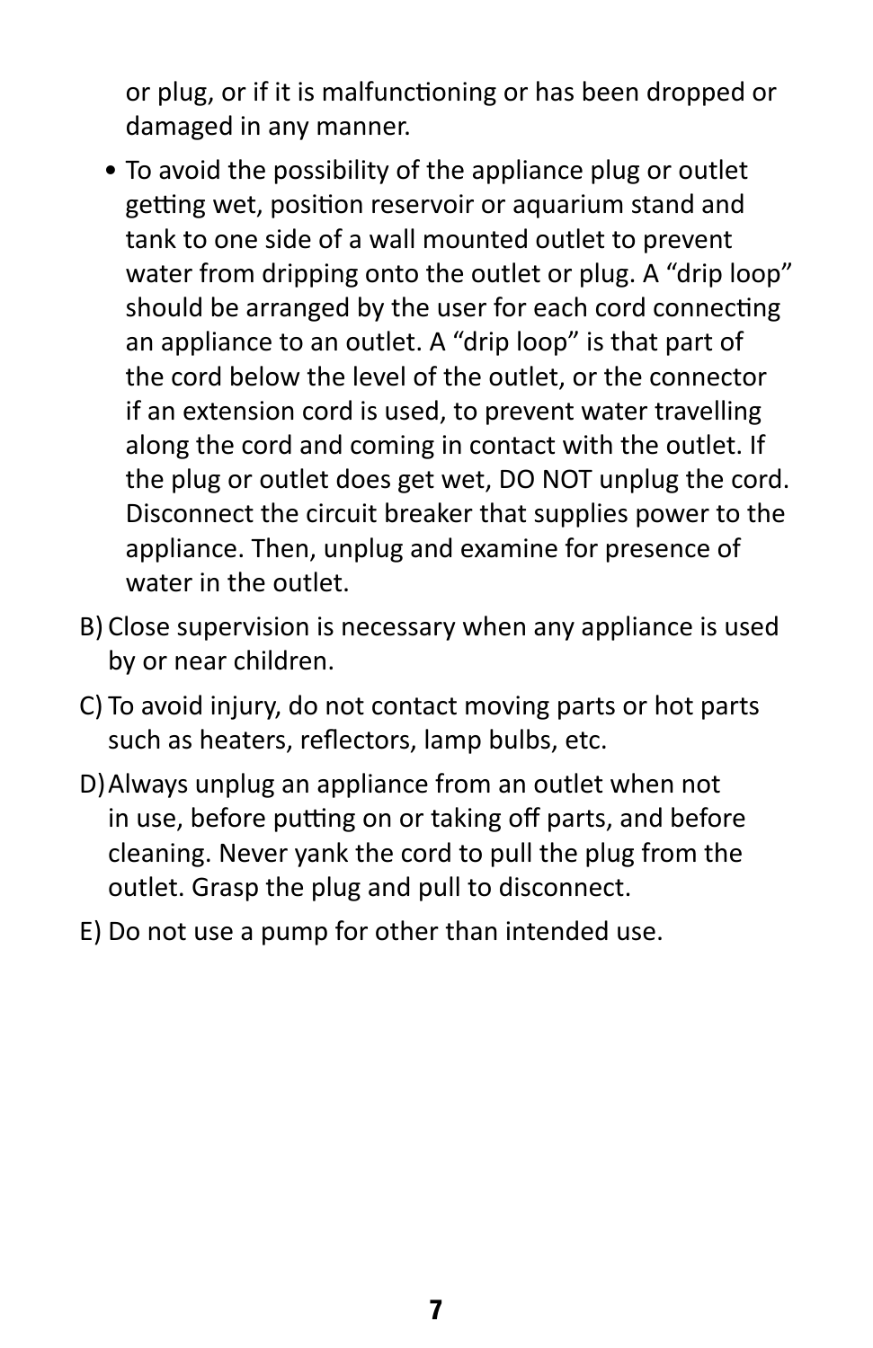or plug, or if it is malfunctioning or has been dropped or damaged in any manner.

- To avoid the possibility of the appliance plug or outlet getting wet, position reservoir or aquarium stand and tank to one side of a wall mounted outlet to prevent water from dripping onto the outlet or plug. A “drip loop” should be arranged by the user for each cord connecting an appliance to an outlet. A “drip loop” is that part of the cord below the level of the outlet, or the connector if an extension cord is used, to prevent water travelling along the cord and coming in contact with the outlet. If the plug or outlet does get wet, DO NOT unplug the cord. Disconnect the circuit breaker that supplies power to the appliance. Then, unplug and examine for presence of water in the outlet.

B) Close supervision is necessary when any appliance is used by or near children.

C) To avoid injury, do not contact moving parts or hot parts such as heaters, reflectors, lamp bulbs, etc.

D) Always unplug an appliance from an outlet when not in use, before putting on or taking off parts, and before cleaning. Never yank the cord to pull the plug from the outlet. Grasp the plug and pull to disconnect.

E) Do not use a pump for other than intended use.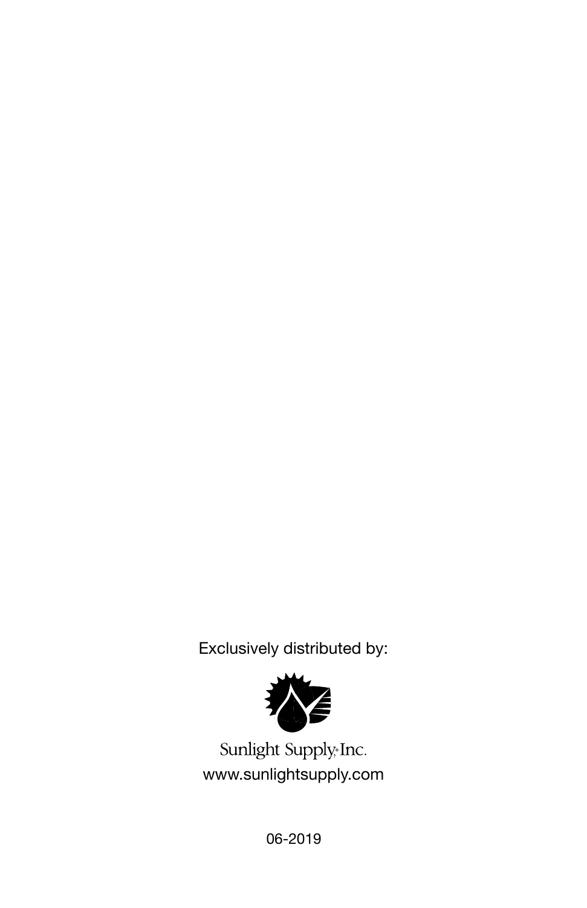Exclusively distributed by:

Sunlight Supply® Inc.
www.sunlightsupply.com

06-2019